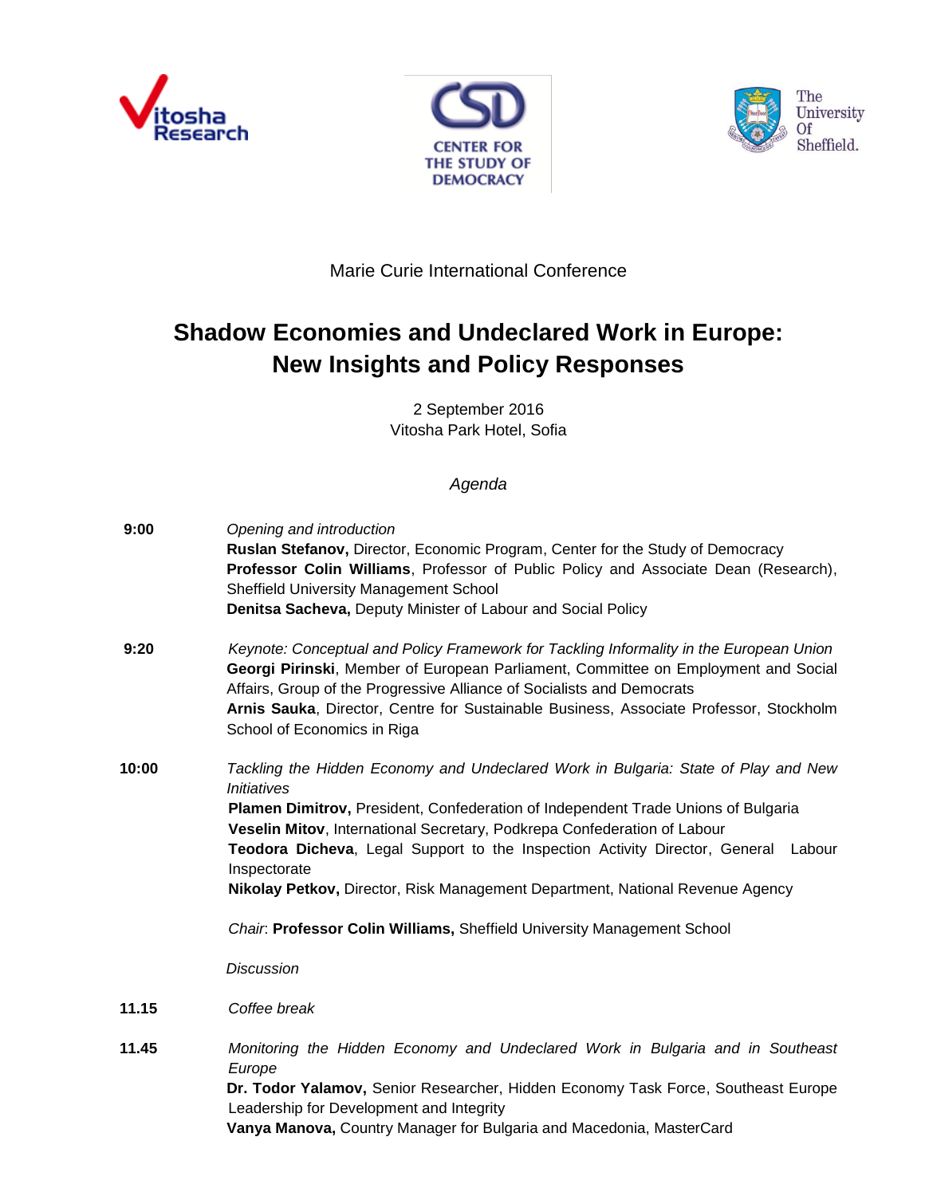Vitosha Research

CENTER FOR THE STUDY OF DEMOCRACY

The University Of Sheffield.

Marie Curie International Conference

# Shadow Economies and Undeclared Work in Europe: New Insights and Policy Responses

2 September 2016
Vitosha Park Hotel, Sofia

*Agenda*

**9:00** *Opening and introduction*

**Ruslan Stefanov,** Director, Economic Program, Center for the Study of Democracy
**Professor Colin Williams**, Professor of Public Policy and Associate Dean (Research), Sheffield University Management School
**Denitsa Sacheva,** Deputy Minister of Labour and Social Policy

**9:20** *Keynote: Conceptual and Policy Framework for Tackling Informality in the European Union*

**Georgi Pirinski**, Member of European Parliament, Committee on Employment and Social Affairs, Group of the Progressive Alliance of Socialists and Democrats
**Arnis Sauka**, Director, Centre for Sustainable Business, Associate Professor, Stockholm School of Economics in Riga

**10:00** *Tackling the Hidden Economy and Undeclared Work in Bulgaria: State of Play and New Initiatives*

**Plamen Dimitrov,** President, Confederation of Independent Trade Unions of Bulgaria
**Veselin Mitov**, International Secretary, Podkrepa Confederation of Labour
**Teodora Dicheva**, Legal Support to the Inspection Activity Director, General Labour Inspectorate
**Nikolay Petkov,** Director, Risk Management Department, National Revenue Agency

*Chair*: **Professor Colin Williams,** Sheffield University Management School

*Discussion*

**11.15** *Coffee break*

**11.45** *Monitoring the Hidden Economy and Undeclared Work in Bulgaria and in Southeast Europe*

**Dr. Todor Yalamov,** Senior Researcher, Hidden Economy Task Force, Southeast Europe Leadership for Development and Integrity
**Vanya Manova,** Country Manager for Bulgaria and Macedonia, MasterCard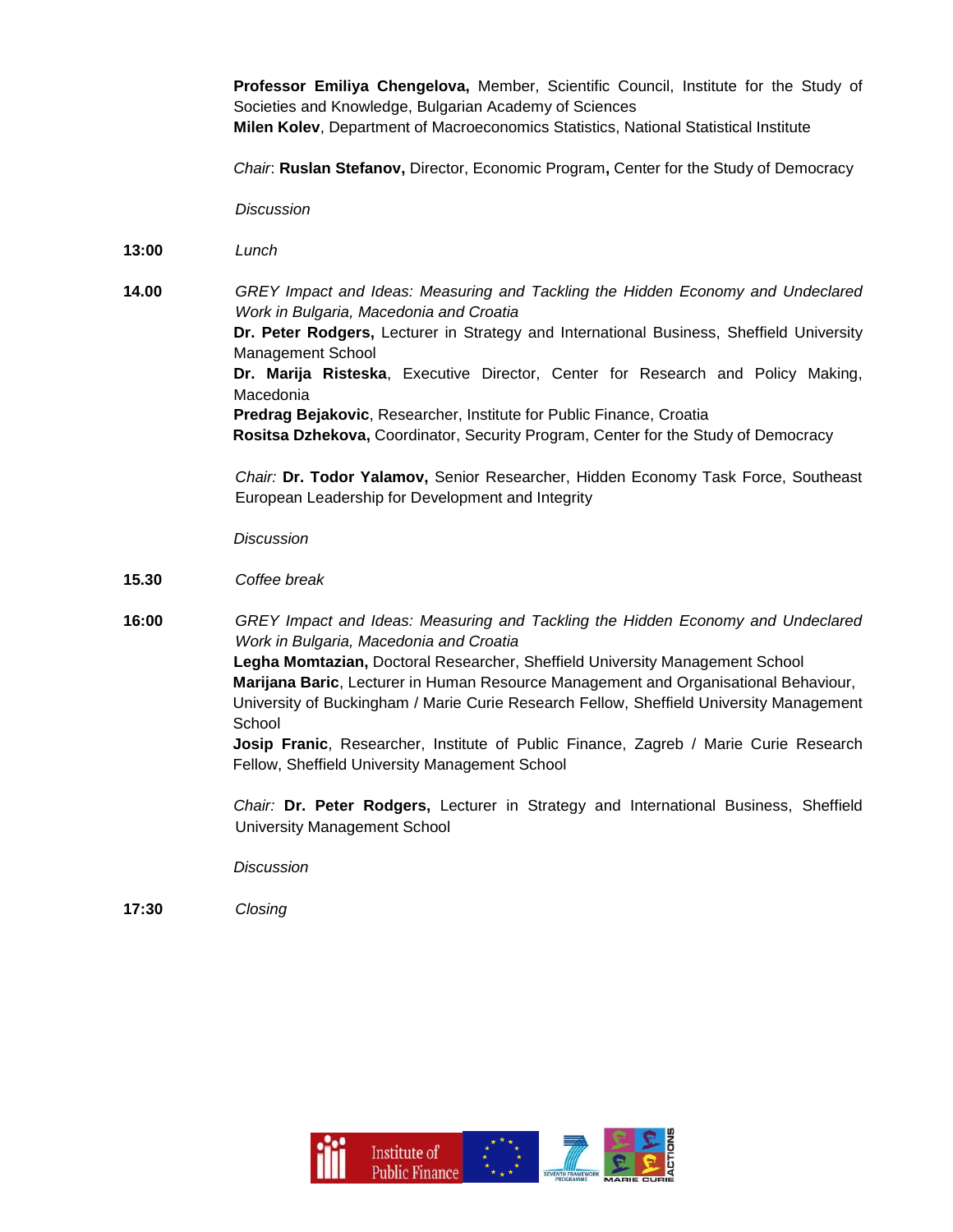**Professor Emiliya Chengelova,** Member, Scientific Council, Institute for the Study of Societies and Knowledge, Bulgarian Academy of Sciences
**Milen Kolev**, Department of Macroeconomics Statistics, National Statistical Institute

*Chair*: **Ruslan Stefanov,** Director, Economic Program**,** Center for the Study of Democracy

*Discussion*

**13:00** *Lunch*

**14.00** *GREY Impact and Ideas: Measuring and Tackling the Hidden Economy and Undeclared Work in Bulgaria, Macedonia and Croatia*
**Dr. Peter Rodgers,** Lecturer in Strategy and International Business, Sheffield University Management School
**Dr. Marija Risteska**, Executive Director, Center for Research and Policy Making, Macedonia
**Predrag Bejakovic**, Researcher, Institute for Public Finance, Croatia
**Rositsa Dzhekova,** Coordinator, Security Program, Center for the Study of Democracy

*Chair:* **Dr. Todor Yalamov,** Senior Researcher, Hidden Economy Task Force, Southeast European Leadership for Development and Integrity

*Discussion*

**15.30** *Coffee break*

**16:00** *GREY Impact and Ideas: Measuring and Tackling the Hidden Economy and Undeclared Work in Bulgaria, Macedonia and Croatia*
**Legha Momtazian,** Doctoral Researcher, Sheffield University Management School
**Marijana Baric**, Lecturer in Human Resource Management and Organisational Behaviour, University of Buckingham / Marie Curie Research Fellow, Sheffield University Management School
**Josip Franic**, Researcher, Institute of Public Finance, Zagreb / Marie Curie Research Fellow, Sheffield University Management School

*Chair:* **Dr. Peter Rodgers,** Lecturer in Strategy and International Business, Sheffield University Management School

*Discussion*

**17:30** *Closing*